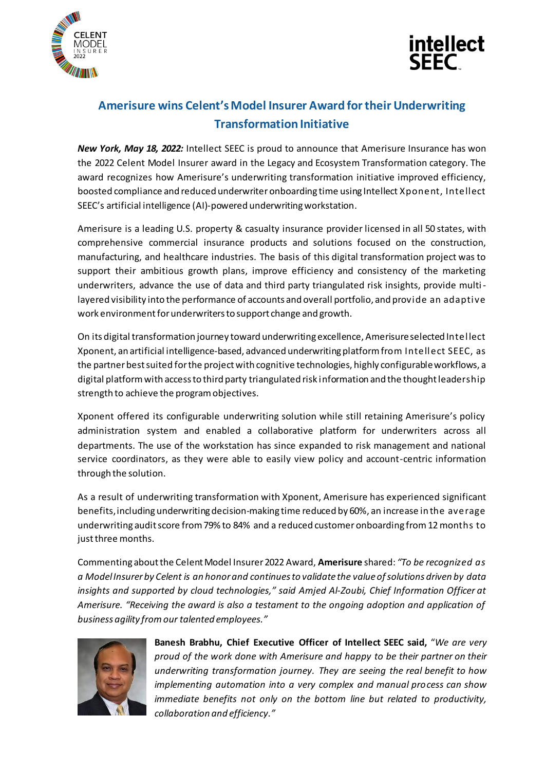## Amerisure wins Celent's Model Insurer Award for their Underwriting Transformation Initiative

***New York, May 18, 2022:*** Intellect SEEC is proud to announce that Amerisure Insurance has won the 2022 Celent Model Insurer award in the Legacy and Ecosystem Transformation category. The award recognizes how Amerisure's underwriting transformation initiative improved efficiency, boosted compliance and reduced underwriter onboarding time using Intellect Xponent, Intellect SEEC's artificial intelligence (AI)-powered underwriting workstation.

Amerisure is a leading U.S. property & casualty insurance provider licensed in all 50 states, with comprehensive commercial insurance products and solutions focused on the construction, manufacturing, and healthcare industries. The basis of this digital transformation project was to support their ambitious growth plans, improve efficiency and consistency of the marketing underwriters, advance the use of data and third party triangulated risk insights, provide multi-layered visibility into the performance of accounts and overall portfolio, and provide an adaptive work environment for underwriters to support change and growth.

On its digital transformation journey toward underwriting excellence, Amerisure selected Intellect Xponent, an artificial intelligence-based, advanced underwriting platform from Intellect SEEC, as the partner best suited for the project with cognitive technologies, highly configurable workflows, a digital platform with access to third party triangulated risk information and the thought leadership strength to achieve the program objectives.

Xponent offered its configurable underwriting solution while still retaining Amerisure's policy administration system and enabled a collaborative platform for underwriters across all departments. The use of the workstation has since expanded to risk management and national service coordinators, as they were able to easily view policy and account-centric information through the solution.

As a result of underwriting transformation with Xponent, Amerisure has experienced significant benefits, including underwriting decision-making time reduced by 60%, an increase in the average underwriting audit score from 79% to 84% and a reduced customer onboarding from 12 months to just three months.

Commenting about the Celent Model Insurer 2022 Award, **Amerisure** shared: *"To be recognized as a Model Insurer by Celent is an honor and continues to validate the value of solutions driven by data insights and supported by cloud technologies," said Amjed Al-Zoubi, Chief Information Officer at Amerisure. "Receiving the award is also a testament to the ongoing adoption and application of business agility from our talented employees."*

**Banesh Brabhu, Chief Executive Officer of Intellect SEEC said,** "*We are very proud of the work done with Amerisure and happy to be their partner on their underwriting transformation journey. They are seeing the real benefit to how implementing automation into a very complex and manual process can show immediate benefits not only on the bottom line but related to productivity, collaboration and efficiency."*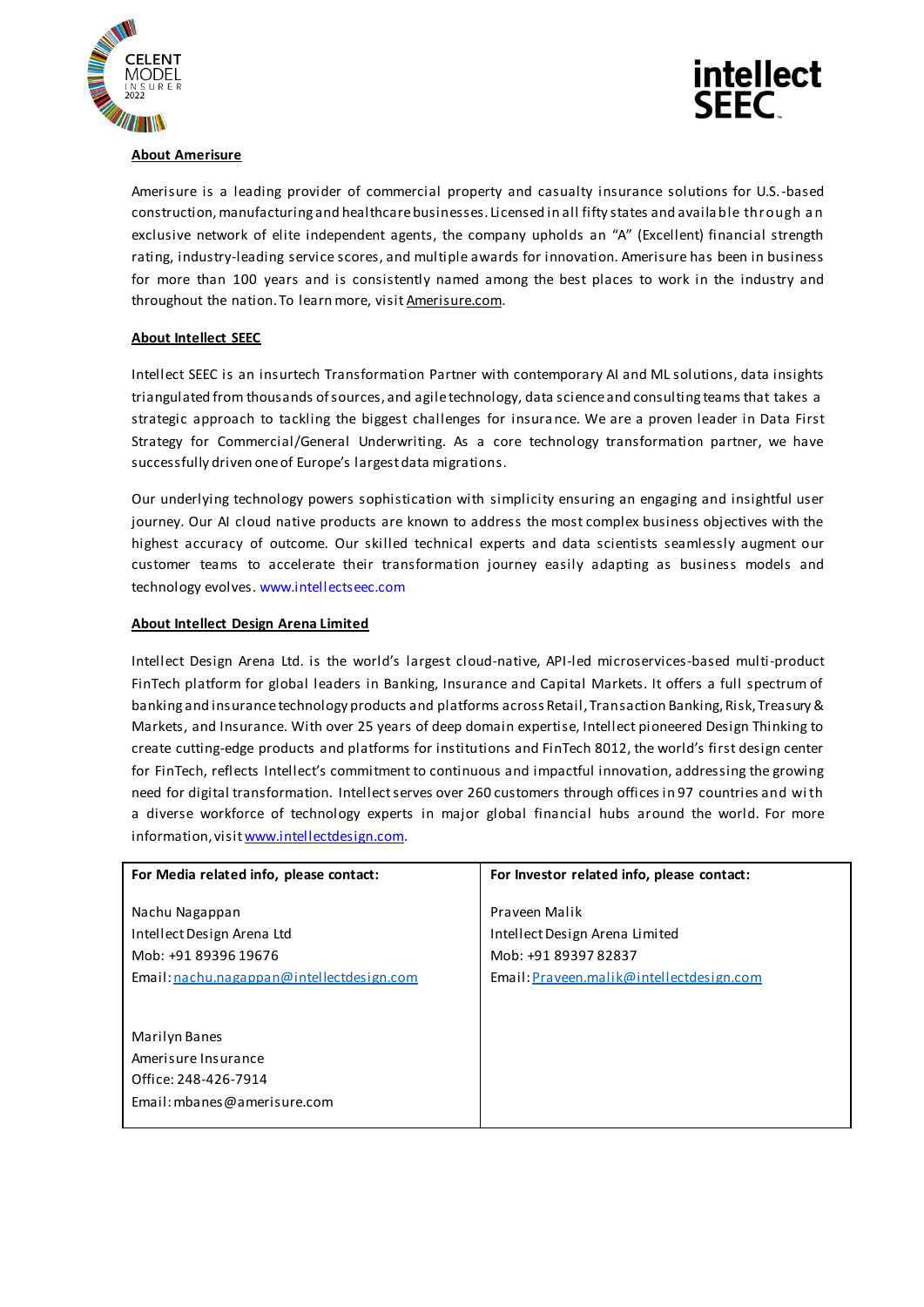**About Amerisure**

Amerisure is a leading provider of commercial property and casualty insurance solutions for U.S.-based construction, manufacturing and healthcare businesses. Licensed in all fifty states and available through an exclusive network of elite independent agents, the company upholds an "A" (Excellent) financial strength rating, industry-leading service scores, and multiple awards for innovation. Amerisure has been in business for more than 100 years and is consistently named among the best places to work in the industry and throughout the nation. To learn more, visit Amerisure.com.

**About Intellect SEEC**

Intellect SEEC is an insurtech Transformation Partner with contemporary AI and ML solutions, data insights triangulated from thousands of sources, and agile technology, data science and consulting teams that takes a strategic approach to tackling the biggest challenges for insurance. We are a proven leader in Data First Strategy for Commercial/General Underwriting. As a core technology transformation partner, we have successfully driven one of Europe's largest data migrations.

Our underlying technology powers sophistication with simplicity ensuring an engaging and insightful user journey. Our AI cloud native products are known to address the most complex business objectives with the highest accuracy of outcome. Our skilled technical experts and data scientists seamlessly augment our customer teams to accelerate their transformation journey easily adapting as business models and technology evolves. www.intellectseec.com

**About Intellect Design Arena Limited**

Intellect Design Arena Ltd. is the world's largest cloud-native, API-led microservices-based multi-product FinTech platform for global leaders in Banking, Insurance and Capital Markets. It offers a full spectrum of banking and insurance technology products and platforms across Retail, Transaction Banking, Risk, Treasury & Markets, and Insurance. With over 25 years of deep domain expertise, Intellect pioneered Design Thinking to create cutting-edge products and platforms for institutions and FinTech 8012, the world's first design center for FinTech, reflects Intellect's commitment to continuous and impactful innovation, addressing the growing need for digital transformation. Intellect serves over 260 customers through offices in 97 countries and with a diverse workforce of technology experts in major global financial hubs around the world. For more information, visit www.intellectdesign.com.

| For Media related info, please contact: | For Investor related info, please contact: |
|---|---|
| Nachu Nagappan<br>Intellect Design Arena Ltd<br>Mob: +91 89396 19676<br>Email: nachu.nagappan@intellectdesign.com<br><br>Marilyn Banes<br>Amerisure Insurance<br>Office: 248-426-7914<br>Email: mbanes@amerisure.com | Praveen Malik<br>Intellect Design Arena Limited<br>Mob: +91 89397 82837<br>Email: Praveen.malik@intellectdesign.com |